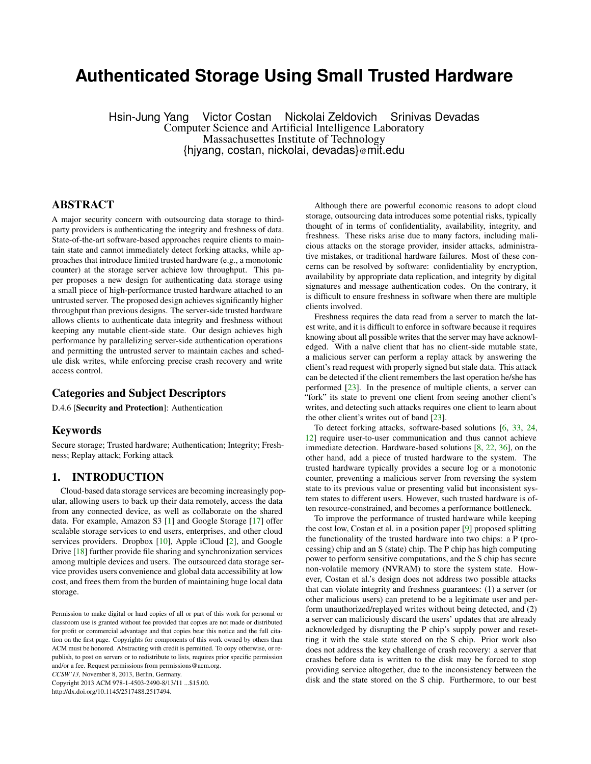# Authenticated Storage Using Small Trusted Hardware

Hsin-Jung Yang Victor Costan Nickolai Zeldovich Srinivas Devadas
Computer Science and Artificial Intelligence Laboratory
Massachusettes Institute of Technology
{hjyang, costan, nickolai, devadas}@mit.edu

## ABSTRACT

A major security concern with outsourcing data storage to third-party providers is authenticating the integrity and freshness of data. State-of-the-art software-based approaches require clients to maintain state and cannot immediately detect forking attacks, while approaches that introduce limited trusted hardware (e.g., a monotonic counter) at the storage server achieve low throughput. This paper proposes a new design for authenticating data storage using a small piece of high-performance trusted hardware attached to an untrusted server. The proposed design achieves significantly higher throughput than previous designs. The server-side trusted hardware allows clients to authenticate data integrity and freshness without keeping any mutable client-side state. Our design achieves high performance by parallelizing server-side authentication operations and permitting the untrusted server to maintain caches and schedule disk writes, while enforcing precise crash recovery and write access control.

### Categories and Subject Descriptors

D.4.6 [**Security and Protection**]: Authentication

### Keywords

Secure storage; Trusted hardware; Authentication; Integrity; Freshness; Replay attack; Forking attack

## 1. INTRODUCTION

Cloud-based data storage services are becoming increasingly popular, allowing users to back up their data remotely, access the data from any connected device, as well as collaborate on the shared data. For example, Amazon S3 [1] and Google Storage [17] offer scalable storage services to end users, enterprises, and other cloud services providers. Dropbox [10], Apple iCloud [2], and Google Drive [18] further provide file sharing and synchronization services among multiple devices and users. The outsourced data storage service provides users convenience and global data accessibility at low cost, and frees them from the burden of maintaining huge local data storage.

Although there are powerful economic reasons to adopt cloud storage, outsourcing data introduces some potential risks, typically thought of in terms of confidentiality, availability, integrity, and freshness. These risks arise due to many factors, including malicious attacks on the storage provider, insider attacks, administrative mistakes, or traditional hardware failures. Most of these concerns can be resolved by software: confidentiality by encryption, availability by appropriate data replication, and integrity by digital signatures and message authentication codes. On the contrary, it is difficult to ensure freshness in software when there are multiple clients involved.

Freshness requires the data read from a server to match the latest write, and it is difficult to enforce in software because it requires knowing about all possible writes that the server may have acknowledged. With a naïve client that has no client-side mutable state, a malicious server can perform a replay attack by answering the client's read request with properly signed but stale data. This attack can be detected if the client remembers the last operation he/she has performed [23]. In the presence of multiple clients, a server can "fork" its state to prevent one client from seeing another client's writes, and detecting such attacks requires one client to learn about the other client's writes out of band [23].

To detect forking attacks, software-based solutions [6, 33, 24, 12] require user-to-user communication and thus cannot achieve immediate detection. Hardware-based solutions [8, 22, 36], on the other hand, add a piece of trusted hardware to the system. The trusted hardware typically provides a secure log or a monotonic counter, preventing a malicious server from reversing the system state to its previous value or presenting valid but inconsistent system states to different users. However, such trusted hardware is often resource-constrained, and becomes a performance bottleneck.

To improve the performance of trusted hardware while keeping the cost low, Costan et al. in a position paper [9] proposed splitting the functionality of the trusted hardware into two chips: a P (processing) chip and an S (state) chip. The P chip has high computing power to perform sensitive computations, and the S chip has secure non-volatile memory (NVRAM) to store the system state. However, Costan et al.'s design does not address two possible attacks that can violate integrity and freshness guarantees: (1) a server (or other malicious users) can pretend to be a legitimate user and perform unauthorized/replayed writes without being detected, and (2) a server can maliciously discard the users' updates that are already acknowledged by disrupting the P chip's supply power and resetting it with the stale state stored on the S chip. Prior work also does not address the key challenge of crash recovery: a server that crashes before data is written to the disk may be forced to stop providing service altogether, due to the inconsistency between the disk and the state stored on the S chip. Furthermore, to our best

Permission to make digital or hard copies of all or part of this work for personal or classroom use is granted without fee provided that copies are not made or distributed for profit or commercial advantage and that copies bear this notice and the full citation on the first page. Copyrights for components of this work owned by others than ACM must be honored. Abstracting with credit is permitted. To copy otherwise, or republish, to post on servers or to redistribute to lists, requires prior specific permission and/or a fee. Request permissions from permissions@acm.org.
*CCSW'13,* November 8, 2013, Berlin, Germany.
Copyright 2013 ACM 978-1-4503-2490-8/13/11 ...$15.00.
http://dx.doi.org/10.1145/2517488.2517494.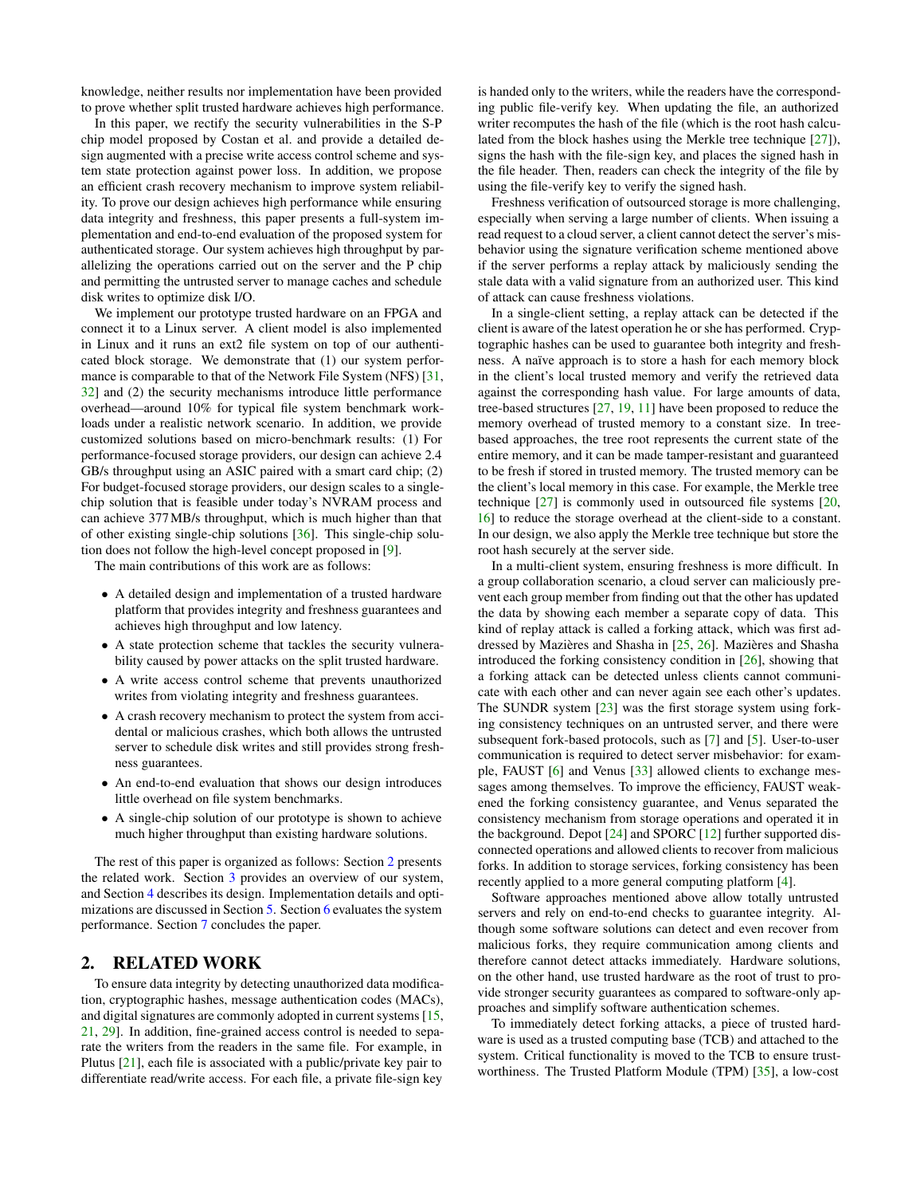knowledge, neither results nor implementation have been provided to prove whether split trusted hardware achieves high performance.

In this paper, we rectify the security vulnerabilities in the S-P chip model proposed by Costan et al. and provide a detailed design augmented with a precise write access control scheme and system state protection against power loss. In addition, we propose an efficient crash recovery mechanism to improve system reliability. To prove our design achieves high performance while ensuring data integrity and freshness, this paper presents a full-system implementation and end-to-end evaluation of the proposed system for authenticated storage. Our system achieves high throughput by parallelizing the operations carried out on the server and the P chip and permitting the untrusted server to manage caches and schedule disk writes to optimize disk I/O.

We implement our prototype trusted hardware on an FPGA and connect it to a Linux server. A client model is also implemented in Linux and it runs an ext2 file system on top of our authenticated block storage. We demonstrate that (1) our system performance is comparable to that of the Network File System (NFS) [31, 32] and (2) the security mechanisms introduce little performance overhead—around 10% for typical file system benchmark workloads under a realistic network scenario. In addition, we provide customized solutions based on micro-benchmark results: (1) For performance-focused storage providers, our design can achieve 2.4 GB/s throughput using an ASIC paired with a smart card chip; (2) For budget-focused storage providers, our design scales to a single-chip solution that is feasible under today's NVRAM process and can achieve 377 MB/s throughput, which is much higher than that of other existing single-chip solutions [36]. This single-chip solution does not follow the high-level concept proposed in [9].

The main contributions of this work are as follows:

- A detailed design and implementation of a trusted hardware platform that provides integrity and freshness guarantees and achieves high throughput and low latency.
- A state protection scheme that tackles the security vulnerability caused by power attacks on the split trusted hardware.
- A write access control scheme that prevents unauthorized writes from violating integrity and freshness guarantees.
- A crash recovery mechanism to protect the system from accidental or malicious crashes, which both allows the untrusted server to schedule disk writes and still provides strong freshness guarantees.
- An end-to-end evaluation that shows our design introduces little overhead on file system benchmarks.
- A single-chip solution of our prototype is shown to achieve much higher throughput than existing hardware solutions.

The rest of this paper is organized as follows: Section 2 presents the related work. Section 3 provides an overview of our system, and Section 4 describes its design. Implementation details and optimizations are discussed in Section 5. Section 6 evaluates the system performance. Section 7 concludes the paper.

## 2. RELATED WORK

To ensure data integrity by detecting unauthorized data modification, cryptographic hashes, message authentication codes (MACs), and digital signatures are commonly adopted in current systems [15, 21, 29]. In addition, fine-grained access control is needed to separate the writers from the readers in the same file. For example, in Plutus [21], each file is associated with a public/private key pair to differentiate read/write access. For each file, a private file-sign key is handed only to the writers, while the readers have the corresponding public file-verify key. When updating the file, an authorized writer recomputes the hash of the file (which is the root hash calculated from the block hashes using the Merkle tree technique [27]), signs the hash with the file-sign key, and places the signed hash in the file header. Then, readers can check the integrity of the file by using the file-verify key to verify the signed hash.

Freshness verification of outsourced storage is more challenging, especially when serving a large number of clients. When issuing a read request to a cloud server, a client cannot detect the server's misbehavior using the signature verification scheme mentioned above if the server performs a replay attack by maliciously sending the stale data with a valid signature from an authorized user. This kind of attack can cause freshness violations.

In a single-client setting, a replay attack can be detected if the client is aware of the latest operation he or she has performed. Cryptographic hashes can be used to guarantee both integrity and freshness. A naïve approach is to store a hash for each memory block in the client's local trusted memory and verify the retrieved data against the corresponding hash value. For large amounts of data, tree-based structures [27, 19, 11] have been proposed to reduce the memory overhead of trusted memory to a constant size. In tree-based approaches, the tree root represents the current state of the entire memory, and it can be made tamper-resistant and guaranteed to be fresh if stored in trusted memory. The trusted memory can be the client's local memory in this case. For example, the Merkle tree technique [27] is commonly used in outsourced file systems [20, 16] to reduce the storage overhead at the client-side to a constant. In our design, we also apply the Merkle tree technique but store the root hash securely at the server side.

In a multi-client system, ensuring freshness is more difficult. In a group collaboration scenario, a cloud server can maliciously prevent each group member from finding out that the other has updated the data by showing each member a separate copy of data. This kind of replay attack is called a forking attack, which was first addressed by Mazières and Shasha in [25, 26]. Mazières and Shasha introduced the forking consistency condition in [26], showing that a forking attack can be detected unless clients cannot communicate with each other and can never again see each other's updates. The SUNDR system [23] was the first storage system using forking consistency techniques on an untrusted server, and there were subsequent fork-based protocols, such as [7] and [5]. User-to-user communication is required to detect server misbehavior: for example, FAUST [6] and Venus [33] allowed clients to exchange messages among themselves. To improve the efficiency, FAUST weakened the forking consistency guarantee, and Venus separated the consistency mechanism from storage operations and operated it in the background. Depot [24] and SPORC [12] further supported disconnected operations and allowed clients to recover from malicious forks. In addition to storage services, forking consistency has been recently applied to a more general computing platform [4].

Software approaches mentioned above allow totally untrusted servers and rely on end-to-end checks to guarantee integrity. Although some software solutions can detect and even recover from malicious forks, they require communication among clients and therefore cannot detect attacks immediately. Hardware solutions, on the other hand, use trusted hardware as the root of trust to provide stronger security guarantees as compared to software-only approaches and simplify software authentication schemes.

To immediately detect forking attacks, a piece of trusted hardware is used as a trusted computing base (TCB) and attached to the system. Critical functionality is moved to the TCB to ensure trustworthiness. The Trusted Platform Module (TPM) [35], a low-cost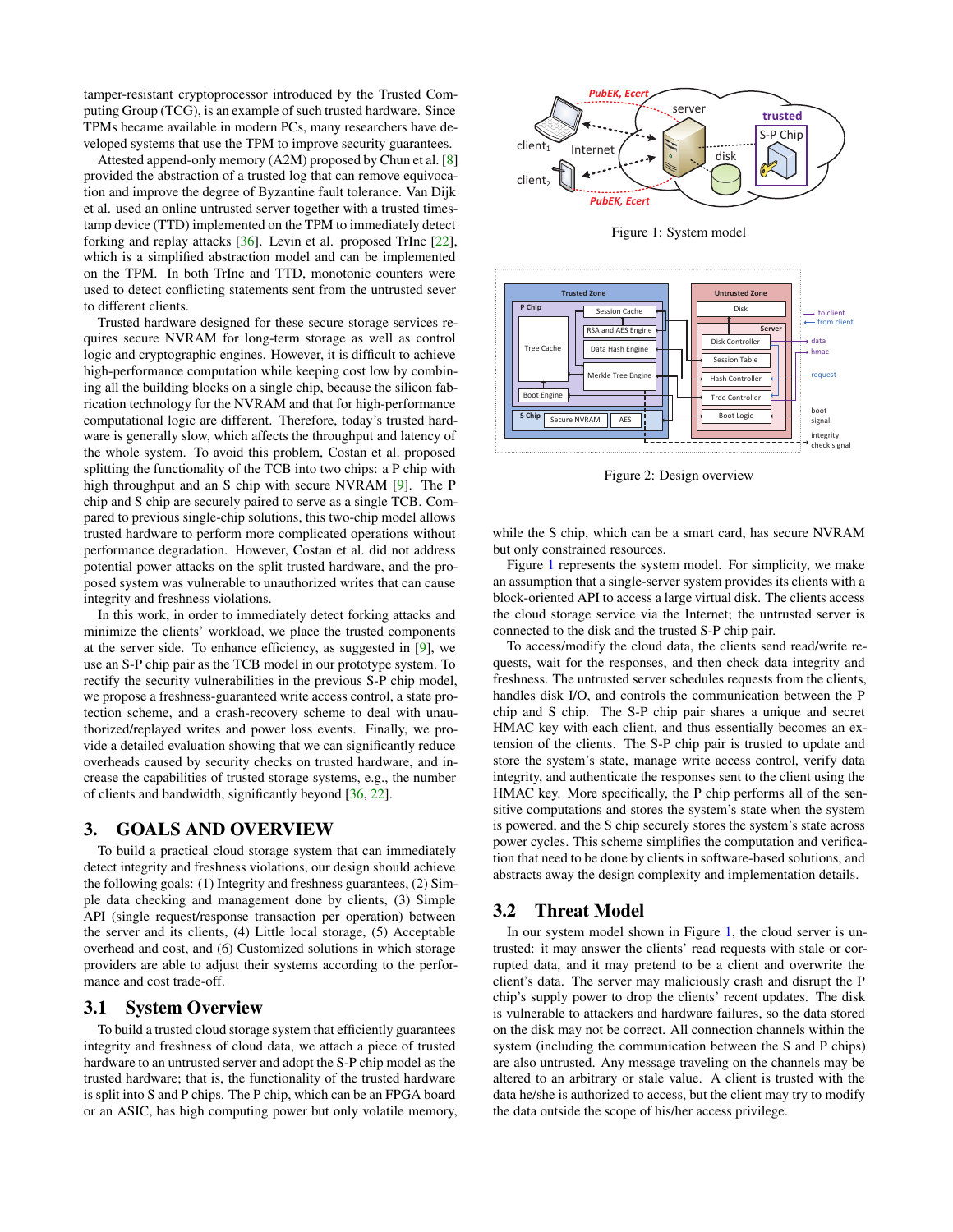tamper-resistant cryptoprocessor introduced by the Trusted Computing Group (TCG), is an example of such trusted hardware. Since TPMs became available in modern PCs, many researchers have developed systems that use the TPM to improve security guarantees.

Attested append-only memory (A2M) proposed by Chun et al. [8] provided the abstraction of a trusted log that can remove equivocation and improve the degree of Byzantine fault tolerance. Van Dijk et al. used an online untrusted server together with a trusted timestamp device (TTD) implemented on the TPM to immediately detect forking and replay attacks [36]. Levin et al. proposed TrInc [22], which is a simplified abstraction model and can be implemented on the TPM. In both TrInc and TTD, monotonic counters were used to detect conflicting statements sent from the untrusted sever to different clients.

Trusted hardware designed for these secure storage services requires secure NVRAM for long-term storage as well as control logic and cryptographic engines. However, it is difficult to achieve high-performance computation while keeping cost low by combining all the building blocks on a single chip, because the silicon fabrication technology for the NVRAM and that for high-performance computational logic are different. Therefore, today's trusted hardware is generally slow, which affects the throughput and latency of the whole system. To avoid this problem, Costan et al. proposed splitting the functionality of the TCB into two chips: a P chip with high throughput and an S chip with secure NVRAM [9]. The P chip and S chip are securely paired to serve as a single TCB. Compared to previous single-chip solutions, this two-chip model allows trusted hardware to perform more complicated operations without performance degradation. However, Costan et al. did not address potential power attacks on the split trusted hardware, and the proposed system was vulnerable to unauthorized writes that can cause integrity and freshness violations.

In this work, in order to immediately detect forking attacks and minimize the clients' workload, we place the trusted components at the server side. To enhance efficiency, as suggested in [9], we use an S-P chip pair as the TCB model in our prototype system. To rectify the security vulnerabilities in the previous S-P chip model, we propose a freshness-guaranteed write access control, a state protection scheme, and a crash-recovery scheme to deal with unauthorized/replayed writes and power loss events. Finally, we provide a detailed evaluation showing that we can significantly reduce overheads caused by security checks on trusted hardware, and increase the capabilities of trusted storage systems, e.g., the number of clients and bandwidth, significantly beyond [36, 22].

# 3. GOALS AND OVERVIEW

To build a practical cloud storage system that can immediately detect integrity and freshness violations, our design should achieve the following goals: (1) Integrity and freshness guarantees, (2) Simple data checking and management done by clients, (3) Simple API (single request/response transaction per operation) between the server and its clients, (4) Little local storage, (5) Acceptable overhead and cost, and (6) Customized solutions in which storage providers are able to adjust their systems according to the performance and cost trade-off.

## 3.1 System Overview

To build a trusted cloud storage system that efficiently guarantees integrity and freshness of cloud data, we attach a piece of trusted hardware to an untrusted server and adopt the S-P chip model as the trusted hardware; that is, the functionality of the trusted hardware is split into S and P chips. The P chip, which can be an FPGA board or an ASIC, has high computing power but only volatile memory, while the S chip, which can be a smart card, has secure NVRAM but only constrained resources.

PubEK, Ecert

server

trusted

S-P Chip

client$_1$

Internet

disk

client$_2$

PubEK, Ecert

Figure 1: System model

Trusted Zone

P Chip

Session Cache

RSA and AES Engine

Tree Cache

Data Hash Engine

Merkle Tree Engine

Boot Engine

S Chip

Secure NVRAM

AES

Untrusted Zone

Disk

Server

Disk Controller

Session Table

Hash Controller

Tree Controller

Boot Logic

to client

from client

data

hmac

request

boot signal

integrity check signal

Figure 2: Design overview

Figure 1 represents the system model. For simplicity, we make an assumption that a single-server system provides its clients with a block-oriented API to access a large virtual disk. The clients access the cloud storage service via the Internet; the untrusted server is connected to the disk and the trusted S-P chip pair.

To access/modify the cloud data, the clients send read/write requests, wait for the responses, and then check data integrity and freshness. The untrusted server schedules requests from the clients, handles disk I/O, and controls the communication between the P chip and S chip. The S-P chip pair shares a unique and secret HMAC key with each client, and thus essentially becomes an extension of the clients. The S-P chip pair is trusted to update and store the system's state, manage write access control, verify data integrity, and authenticate the responses sent to the client using the HMAC key. More specifically, the P chip performs all of the sensitive computations and stores the system's state when the system is powered, and the S chip securely stores the system's state across power cycles. This scheme simplifies the computation and verification that need to be done by clients in software-based solutions, and abstracts away the design complexity and implementation details.

## 3.2 Threat Model

In our system model shown in Figure 1, the cloud server is untrusted: it may answer the clients' read requests with stale or corrupted data, and it may pretend to be a client and overwrite the client's data. The server may maliciously crash and disrupt the P chip's supply power to drop the clients' recent updates. The disk is vulnerable to attackers and hardware failures, so the data stored on the disk may not be correct. All connection channels within the system (including the communication between the S and P chips) are also untrusted. Any message traveling on the channels may be altered to an arbitrary or stale value. A client is trusted with the data he/she is authorized to access, but the client may try to modify the data outside the scope of his/her access privilege.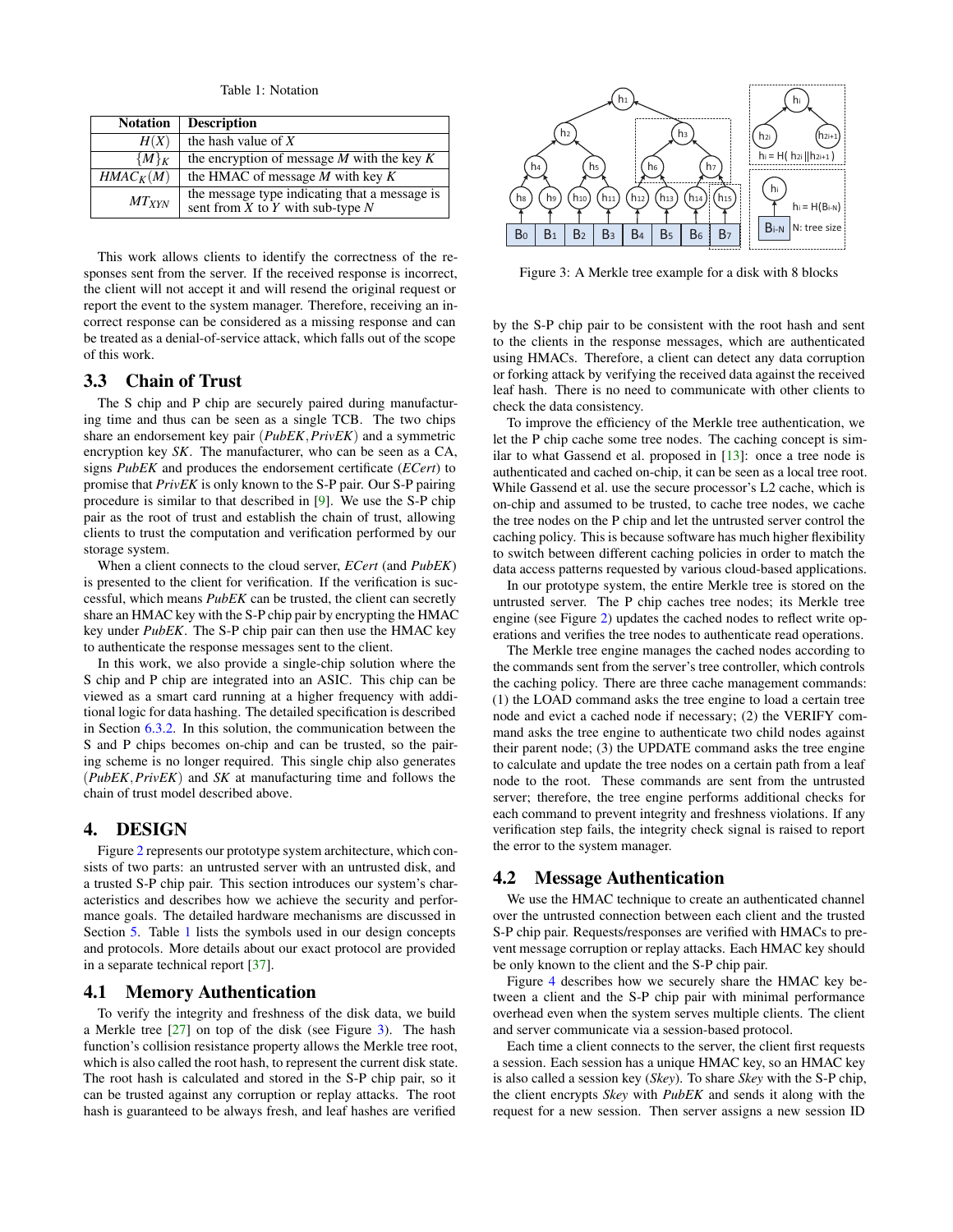Table 1: Notation

| Notation | Description |
|---|---|
| $H(X)$ | the hash value of $X$ |
| $\{M\}_K$ | the encryption of message $M$ with the key $K$ |
| $HMAC_K(M)$ | the HMAC of message $M$ with key $K$ |
| $MT_{XYN}$ | the message type indicating that a message is sent from $X$ to $Y$ with sub-type $N$ |

This work allows clients to identify the correctness of the responses sent from the server. If the received response is incorrect, the client will not accept it and will resend the original request or report the event to the system manager. Therefore, receiving an incorrect response can be considered as a missing response and can be treated as a denial-of-service attack, which falls out of the scope of this work.

## 3.3 Chain of Trust

The S chip and P chip are securely paired during manufacturing time and thus can be seen as a single TCB. The two chips share an endorsement key pair (*PubEK*, *PrivEK*) and a symmetric encryption key *SK*. The manufacturer, who can be seen as a CA, signs *PubEK* and produces the endorsement certificate (*ECert*) to promise that *PrivEK* is only known to the S-P pair. Our S-P pairing procedure is similar to that described in [9]. We use the S-P chip pair as the root of trust and establish the chain of trust, allowing clients to trust the computation and verification performed by our storage system.

When a client connects to the cloud server, *ECert* (and *PubEK*) is presented to the client for verification. If the verification is successful, which means *PubEK* can be trusted, the client can secretly share an HMAC key with the S-P chip pair by encrypting the HMAC key under *PubEK*. The S-P chip pair can then use the HMAC key to authenticate the response messages sent to the client.

In this work, we also provide a single-chip solution where the S chip and P chip are integrated into an ASIC. This chip can be viewed as a smart card running at a higher frequency with additional logic for data hashing. The detailed specification is described in Section 6.3.2. In this solution, the communication between the S and P chips becomes on-chip and can be trusted, so the pairing scheme is no longer required. This single chip also generates (*PubEK*, *PrivEK*) and *SK* at manufacturing time and follows the chain of trust model described above.

# 4. DESIGN

Figure 2 represents our prototype system architecture, which consists of two parts: an untrusted server with an untrusted disk, and a trusted S-P chip pair. This section introduces our system's characteristics and describes how we achieve the security and performance goals. The detailed hardware mechanisms are discussed in Section 5. Table 1 lists the symbols used in our design concepts and protocols. More details about our exact protocol are provided in a separate technical report [37].

## 4.1 Memory Authentication

To verify the integrity and freshness of the disk data, we build a Merkle tree [27] on top of the disk (see Figure 3). The hash function's collision resistance property allows the Merkle tree root, which is also called the root hash, to represent the current disk state. The root hash is calculated and stored in the S-P chip pair, so it can be trusted against any corruption or replay attacks. The root hash is guaranteed to be always fresh, and leaf hashes are verified

h1
h2 h3
h4 h5 h6 h7
h8 h9 h10 h11 h12 h13 h14 h15
B0 B1 B2 B3 B4 B5 B6 B7
hi
h2i h2i+1
hi = H( h2i || h2i+1 )
hi
hi = H(Bi-N)
Bi-N N: tree size

Figure 3: A Merkle tree example for a disk with 8 blocks

by the S-P chip pair to be consistent with the root hash and sent to the clients in the response messages, which are authenticated using HMACs. Therefore, a client can detect any data corruption or forking attack by verifying the received data against the received leaf hash. There is no need to communicate with other clients to check the data consistency.

To improve the efficiency of the Merkle tree authentication, we let the P chip cache some tree nodes. The caching concept is similar to what Gassend et al. proposed in [13]: once a tree node is authenticated and cached on-chip, it can be seen as a local tree root. While Gassend et al. use the secure processor's L2 cache, which is on-chip and assumed to be trusted, to cache tree nodes, we cache the tree nodes on the P chip and let the untrusted server control the caching policy. This is because software has much higher flexibility to switch between different caching policies in order to match the data access patterns requested by various cloud-based applications.

In our prototype system, the entire Merkle tree is stored on the untrusted server. The P chip caches tree nodes; its Merkle tree engine (see Figure 2) updates the cached nodes to reflect write operations and verifies the tree nodes to authenticate read operations.

The Merkle tree engine manages the cached nodes according to the commands sent from the server's tree controller, which controls the caching policy. There are three cache management commands: (1) the LOAD command asks the tree engine to load a certain tree node and evict a cached node if necessary; (2) the VERIFY command asks the tree engine to authenticate two child nodes against their parent node; (3) the UPDATE command asks the tree engine to calculate and update the tree nodes on a certain path from a leaf node to the root. These commands are sent from the untrusted server; therefore, the tree engine performs additional checks for each command to prevent integrity and freshness violations. If any verification step fails, the integrity check signal is raised to report the error to the system manager.

## 4.2 Message Authentication

We use the HMAC technique to create an authenticated channel over the untrusted connection between each client and the trusted S-P chip pair. Requests/responses are verified with HMACs to prevent message corruption or replay attacks. Each HMAC key should be only known to the client and the S-P chip pair.

Figure 4 describes how we securely share the HMAC key between a client and the S-P chip pair with minimal performance overhead even when the system serves multiple clients. The client and server communicate via a session-based protocol.

Each time a client connects to the server, the client first requests a session. Each session has a unique HMAC key, so an HMAC key is also called a session key (*Skey*). To share *Skey* with the S-P chip, the client encrypts *Skey* with *PubEK* and sends it along with the request for a new session. Then server assigns a new session ID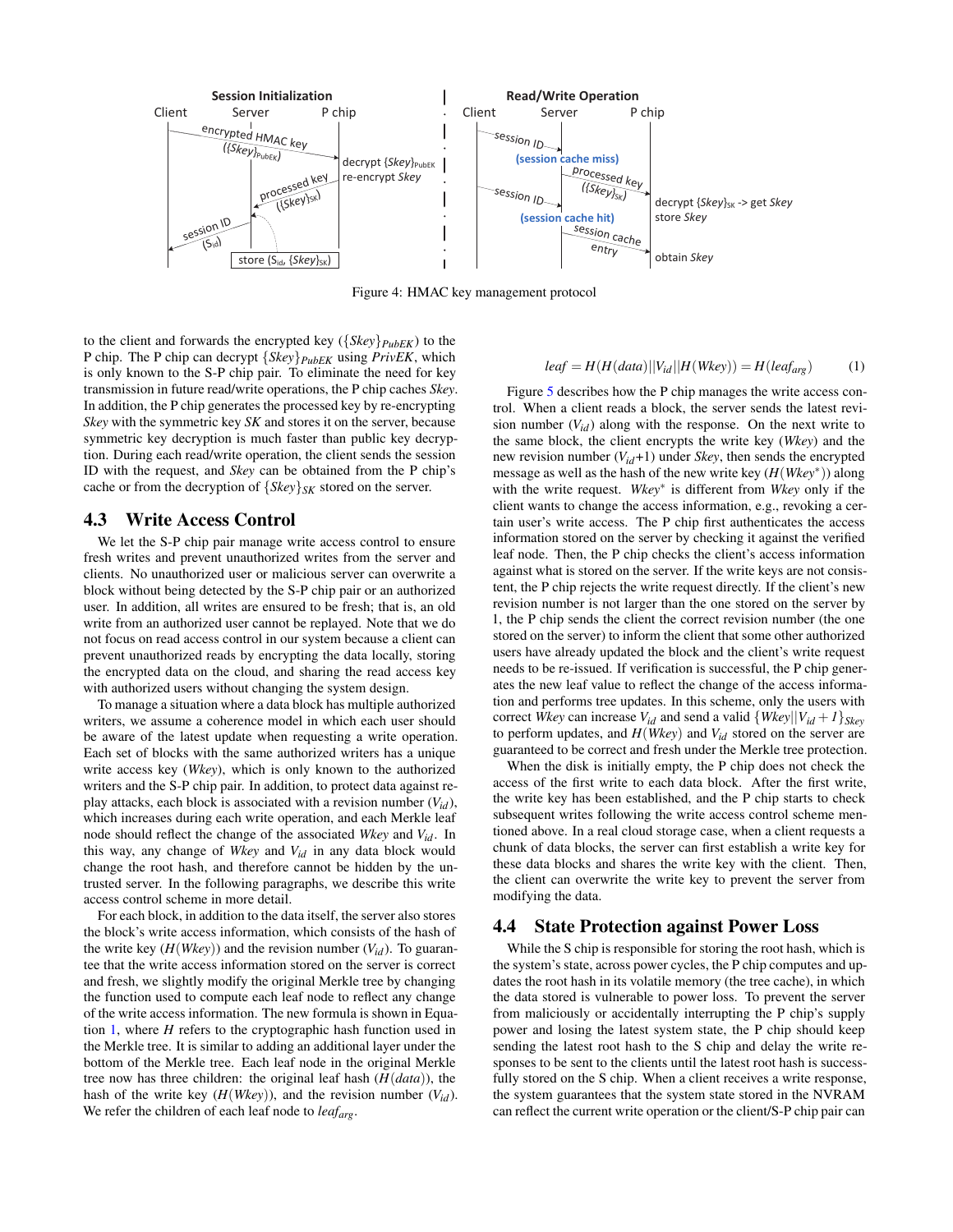Figure 4: HMAC key management protocol

to the client and forwards the encrypted key ($\{Skey\}_{PubEK}$) to the P chip. The P chip can decrypt $\{Skey\}_{PubEK}$ using *PrivEK*, which is only known to the S-P chip pair. To eliminate the need for key transmission in future read/write operations, the P chip caches *Skey*. In addition, the P chip generates the processed key by re-encrypting *Skey* with the symmetric key *SK* and stores it on the server, because symmetric key decryption is much faster than public key decryption. During each read/write operation, the client sends the session ID with the request, and *Skey* can be obtained from the P chip's cache or from the decryption of $\{Skey\}_{SK}$ stored on the server.

## 4.3 Write Access Control

We let the S-P chip pair manage write access control to ensure fresh writes and prevent unauthorized writes from the server and clients. No unauthorized user or malicious server can overwrite a block without being detected by the S-P chip pair or an authorized user. In addition, all writes are ensured to be fresh; that is, an old write from an authorized user cannot be replayed. Note that we do not focus on read access control in our system because a client can prevent unauthorized reads by encrypting the data locally, storing the encrypted data on the cloud, and sharing the read access key with authorized users without changing the system design.

To manage a situation where a data block has multiple authorized writers, we assume a coherence model in which each user should be aware of the latest update when requesting a write operation. Each set of blocks with the same authorized writers has a unique write access key (*Wkey*), which is only known to the authorized writers and the S-P chip pair. In addition, to protect data against replay attacks, each block is associated with a revision number ($V_{id}$), which increases during each write operation, and each Merkle leaf node should reflect the change of the associated *Wkey* and $V_{id}$. In this way, any change of *Wkey* and $V_{id}$ in any data block would change the root hash, and therefore cannot be hidden by the untrusted server. In the following paragraphs, we describe this write access control scheme in more detail.

For each block, in addition to the data itself, the server also stores the block's write access information, which consists of the hash of the write key ($H(Wkey)$) and the revision number ($V_{id}$). To guarantee that the write access information stored on the server is correct and fresh, we slightly modify the original Merkle tree by changing the function used to compute each leaf node to reflect any change of the write access information. The new formula is shown in Equation 1, where $H$ refers to the cryptographic hash function used in the Merkle tree. It is similar to adding an additional layer under the bottom of the Merkle tree. Each leaf node in the original Merkle tree now has three children: the original leaf hash ($H(data)$), the hash of the write key ($H(Wkey)$), and the revision number ($V_{id}$). We refer the children of each leaf node to $leaf_{arg}$.

$$leaf = H(H(data)||V_{id}||H(Wkey)) = H(leaf_{arg}) \tag{1}$$

Figure 5 describes how the P chip manages the write access control. When a client reads a block, the server sends the latest revision number ($V_{id}$) along with the response. On the next write to the same block, the client encrypts the write key (*Wkey*) and the new revision number ($V_{id}$+1) under *Skey*, then sends the encrypted message as well as the hash of the new write key ($H(Wkey^{*})$) along with the write request. $Wkey^{*}$ is different from *Wkey* only if the client wants to change the access information, e.g., revoking a certain user's write access. The P chip first authenticates the access information stored on the server by checking it against the verified leaf node. Then, the P chip checks the client's access information against what is stored on the server. If the write keys are not consistent, the P chip rejects the write request directly. If the client's new revision number is not larger than the one stored on the server by 1, the P chip sends the client the correct revision number (the one stored on the server) to inform the client that some other authorized users have already updated the block and the client's write request needs to be re-issued. If verification is successful, the P chip generates the new leaf value to reflect the change of the access information and performs tree updates. In this scheme, only the users with correct *Wkey* can increase $V_{id}$ and send a valid $\{Wkey||V_{id}+1\}_{Skey}$ to perform updates, and $H(Wkey)$ and $V_{id}$ stored on the server are guaranteed to be correct and fresh under the Merkle tree protection.

When the disk is initially empty, the P chip does not check the access of the first write to each data block. After the first write, the write key has been established, and the P chip starts to check subsequent writes following the write access control scheme mentioned above. In a real cloud storage case, when a client requests a chunk of data blocks, the server can first establish a write key for these data blocks and shares the write key with the client. Then, the client can overwrite the write key to prevent the server from modifying the data.

## 4.4 State Protection against Power Loss

While the S chip is responsible for storing the root hash, which is the system's state, across power cycles, the P chip computes and updates the root hash in its volatile memory (the tree cache), in which the data stored is vulnerable to power loss. To prevent the server from maliciously or accidentally interrupting the P chip's supply power and losing the latest system state, the P chip should keep sending the latest root hash to the S chip and delay the write responses to be sent to the clients until the latest root hash is successfully stored on the S chip. When a client receives a write response, the system guarantees that the system state stored in the NVRAM can reflect the current write operation or the client/S-P chip pair can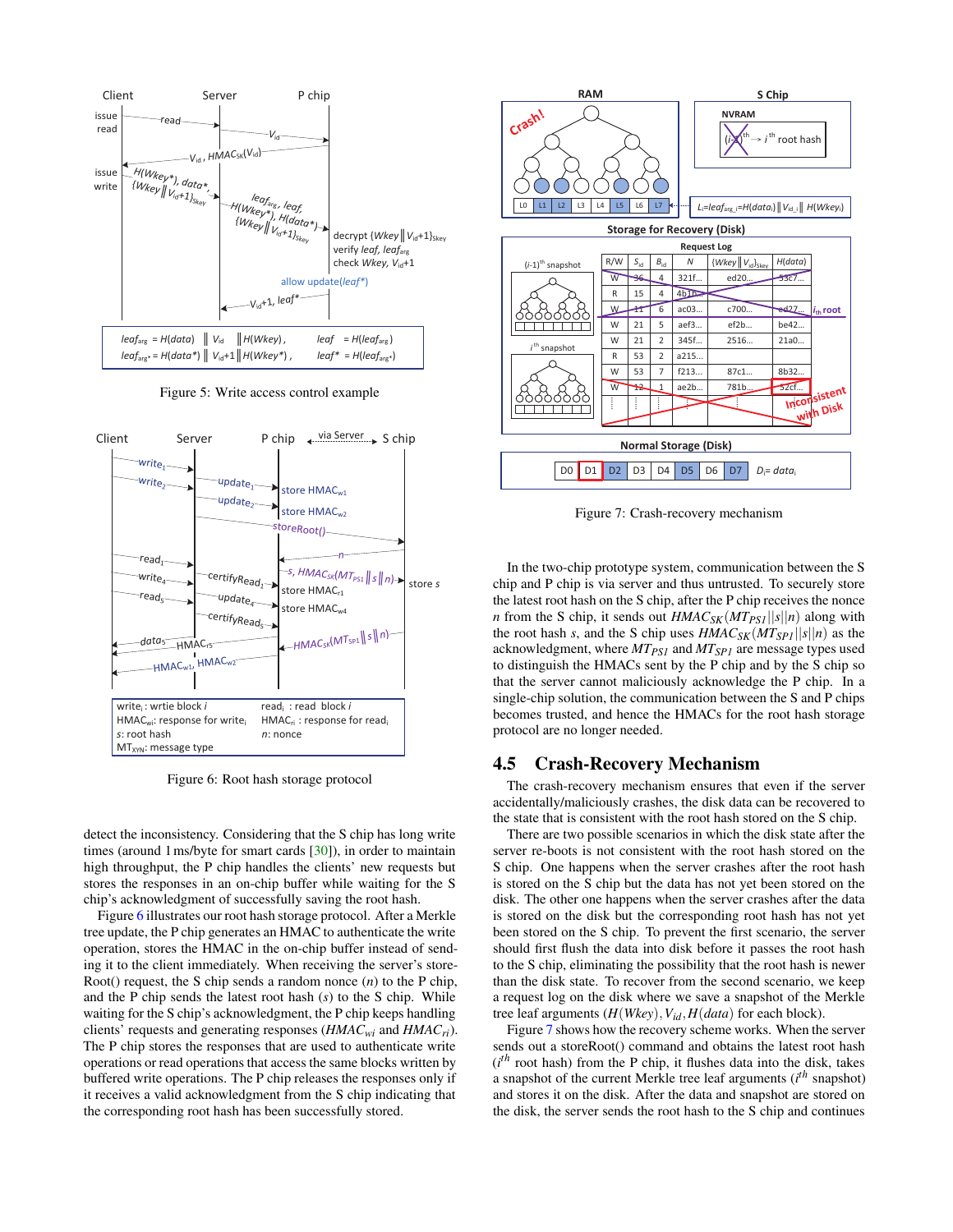Figure 5: Write access control example

Figure 6: Root hash storage protocol

detect the inconsistency. Considering that the S chip has long write times (around 1 ms/byte for smart cards [30]), in order to maintain high throughput, the P chip handles the clients' new requests but stores the responses in an on-chip buffer while waiting for the S chip's acknowledgment of successfully saving the root hash.

Figure 6 illustrates our root hash storage protocol. After a Merkle tree update, the P chip generates an HMAC to authenticate the write operation, stores the HMAC in the on-chip buffer instead of sending it to the client immediately. When receiving the server's storeRoot() request, the S chip sends a random nonce ($n$) to the P chip, and the P chip sends the latest root hash ($s$) to the S chip. While waiting for the S chip's acknowledgment, the P chip keeps handling clients' requests and generating responses ($HMAC_{wi}$ and $HMAC_{ri}$). The P chip stores the responses that are used to authenticate write operations or read operations that access the same blocks written by buffered write operations. The P chip releases the responses only if it receives a valid acknowledgment from the S chip indicating that the corresponding root hash has been successfully stored.

Figure 7: Crash-recovery mechanism

In the two-chip prototype system, communication between the S chip and P chip is via server and thus untrusted. To securely store the latest root hash on the S chip, after the P chip receives the nonce $n$ from the S chip, it sends out $HMAC_{SK}(MT_{PS1}||s||n)$ along with the root hash $s$, and the S chip uses $HMAC_{SK}(MT_{SP1}||s||n)$ as the acknowledgment, where $MT_{PS1}$ and $MT_{SP1}$ are message types used to distinguish the HMACs sent by the P chip and by the S chip so that the server cannot maliciously acknowledge the P chip. In a single-chip solution, the communication between the S and P chips becomes trusted, and hence the HMACs for the root hash storage protocol are no longer needed.

## 4.5 Crash-Recovery Mechanism

The crash-recovery mechanism ensures that even if the server accidentally/maliciously crashes, the disk data can be recovered to the state that is consistent with the root hash stored on the S chip.

There are two possible scenarios in which the disk state after the server re-boots is not consistent with the root hash stored on the S chip. One happens when the server crashes after the root hash is stored on the S chip but the data has not yet been stored on the disk. The other one happens when the server crashes after the data is stored on the disk but the corresponding root hash has not yet been stored on the S chip. To prevent the first scenario, the server should first flush the data into disk before it passes the root hash to the S chip, eliminating the possibility that the root hash is newer than the disk state. To recover from the second scenario, we keep a request log on the disk where we save a snapshot of the Merkle tree leaf arguments ($H(Wkey), V_{id}, H(data)$ for each block).

Figure 7 shows how the recovery scheme works. When the server sends out a storeRoot() command and obtains the latest root hash ($i^{th}$ root hash) from the P chip, it flushes data into the disk, takes a snapshot of the current Merkle tree leaf arguments ($i^{th}$ snapshot) and stores it on the disk. After the data and snapshot are stored on the disk, the server sends the root hash to the S chip and continues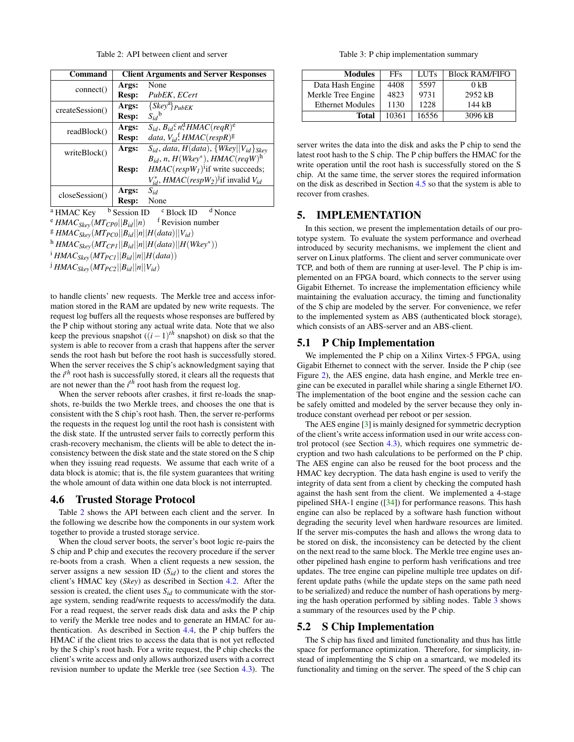Table 2: API between client and server

| Command | | Client Arguments and Server Responses |
|---|---|---|
| connect() | **Args:** | None |
| | **Resp:** | *PubEK*, *ECert* |
| createSession() | **Args:** | $\{Skey^{a}\}_{PubEK}$ |
| | **Resp:** | $S_{id}$ [b] |
| readBlock() | **Args:** | $S_{id}$, $B_{id}$ [c], $n$ [d], $HMAC(reqR)$ [e] |
| | **Resp:** | $data$, $V_{id}$ [f], $HMAC(respR)$ [g] |
| writeBlock() | **Args:** | $S_{id}$, $data$, $H(data)$, $\{Wkey\|\|V_{id}\}_{Skey}$ $B_{id}$, $n$, $H(Wkey^{*})$, $HMAC(reqW)$ [h] |
| | **Resp:** | $HMAC(respW_1)$ [i] if write succeeds; $V^{*}_{id}$, $HMAC(respW_2)$ [j] if invalid $V_{id}$ |
| closeSession() | **Args:** | $S_{id}$ |
| | **Resp:** | None |

[a] HMAC Key [b] Session ID [c] Block ID [d] Nonce
[e] $HMAC_{Skey}(MT_{CP0}||B_{id}||n)$ [f] Revision number
[g] $HMAC_{Skey}(MT_{PC0}||B_{id}||n||H(data)||V_{id})$
[h] $HMAC_{Skey}(MT_{CP1}||B_{id}||n||H(data)||H(Wkey^{*}))$
[i] $HMAC_{Skey}(MT_{PC1}||B_{id}||n||H(data))$
[j] $HMAC_{Skey}(MT_{PC2}||B_{id}||n||V_{id})$

to handle clients' new requests. The Merkle tree and access information stored in the RAM are updated by new write requests. The request log buffers all the requests whose responses are buffered by the P chip without storing any actual write data. Note that we also keep the previous snapshot ($(i-1)^{th}$ snapshot) on disk so that the system is able to recover from a crash that happens after the server sends the root hash but before the root hash is successfully stored. When the server receives the S chip's acknowledgment saying that the $i^{th}$ root hash is successfully stored, it clears all the requests that are not newer than the $i^{th}$ root hash from the request log.

When the server reboots after crashes, it first re-loads the snapshots, re-builds the two Merkle trees, and chooses the one that is consistent with the S chip's root hash. Then, the server re-performs the requests in the request log until the root hash is consistent with the disk state. If the untrusted server fails to correctly perform this crash-recovery mechanism, the clients will be able to detect the inconsistency between the disk state and the state stored on the S chip when they issuing read requests. We assume that each write of a data block is atomic; that is, the file system guarantees that writing the whole amount of data within one data block is not interrupted.

## 4.6 Trusted Storage Protocol

Table 2 shows the API between each client and the server. In the following we describe how the components in our system work together to provide a trusted storage service.

When the cloud server boots, the server's boot logic re-pairs the S chip and P chip and executes the recovery procedure if the server re-boots from a crash. When a client requests a new session, the server assigns a new session ID ($S_{id}$) to the client and stores the client's HMAC key (*Skey*) as described in Section 4.2. After the session is created, the client uses $S_{id}$ to communicate with the storage system, sending read/write requests to access/modify the data. For a read request, the server reads disk data and asks the P chip to verify the Merkle tree nodes and to generate an HMAC for authentication. As described in Section 4.4, the P chip buffers the HMAC if the client tries to access the data that is not yet reflected by the S chip's root hash. For a write request, the P chip checks the client's write access and only allows authorized users with a correct revision number to update the Merkle tree (see Section 4.3). The server writes the data into the disk and asks the P chip to send the latest root hash to the S chip. The P chip buffers the HMAC for the write operation until the root hash is successfully stored on the S chip. At the same time, the server stores the required information on the disk as described in Section 4.5 so that the system is able to recover from crashes.

Table 3: P chip implementation summary

| Modules | FFs | LUTs | Block RAM/FIFO |
|---|---|---|---|
| Data Hash Engine | 4408 | 5597 | 0 kB |
| Merkle Tree Engine | 4823 | 9731 | 2952 kB |
| Ethernet Modules | 1130 | 1228 | 144 kB |
| **Total** | 10361 | 16556 | 3096 kB |

## 5. IMPLEMENTATION

In this section, we present the implementation details of our prototype system. To evaluate the system performance and overhead introduced by security mechanisms, we implement the client and server on Linux platforms. The client and server communicate over TCP, and both of them are running at user-level. The P chip is implemented on an FPGA board, which connects to the server using Gigabit Ethernet. To increase the implementation efficiency while maintaining the evaluation accuracy, the timing and functionality of the S chip are modeled by the server. For convenience, we refer to the implemented system as ABS (authenticated block storage), which consists of an ABS-server and an ABS-client.

## 5.1 P Chip Implementation

We implemented the P chip on a Xilinx Virtex-5 FPGA, using Gigabit Ethernet to connect with the server. Inside the P chip (see Figure 2), the AES engine, data hash engine, and Merkle tree engine can be executed in parallel while sharing a single Ethernet I/O. The implementation of the boot engine and the session cache can be safely omitted and modeled by the server because they only introduce constant overhead per reboot or per session.

The AES engine [3] is mainly designed for symmetric decryption of the client's write access information used in our write access control protocol (see Section 4.3), which requires one symmetric decryption and two hash calculations to be performed on the P chip. The AES engine can also be reused for the boot process and the HMAC key decryption. The data hash engine is used to verify the integrity of data sent from a client by checking the computed hash against the hash sent from the client. We implemented a 4-stage pipelined SHA-1 engine ([34]) for performance reasons. This hash engine can also be replaced by a software hash function without degrading the security level when hardware resources are limited. If the server mis-computes the hash and allows the wrong data to be stored on disk, the inconsistency can be detected by the client on the next read to the same block. The Merkle tree engine uses another pipelined hash engine to perform hash verifications and tree updates. The tree engine can pipeline multiple tree updates on different update paths (while the update steps on the same path need to be serialized) and reduce the number of hash operations by merging the hash operation performed by sibling nodes. Table 3 shows a summary of the resources used by the P chip.

## 5.2 S Chip Implementation

The S chip has fixed and limited functionality and thus has little space for performance optimization. Therefore, for simplicity, instead of implementing the S chip on a smartcard, we modeled its functionality and timing on the server. The speed of the S chip can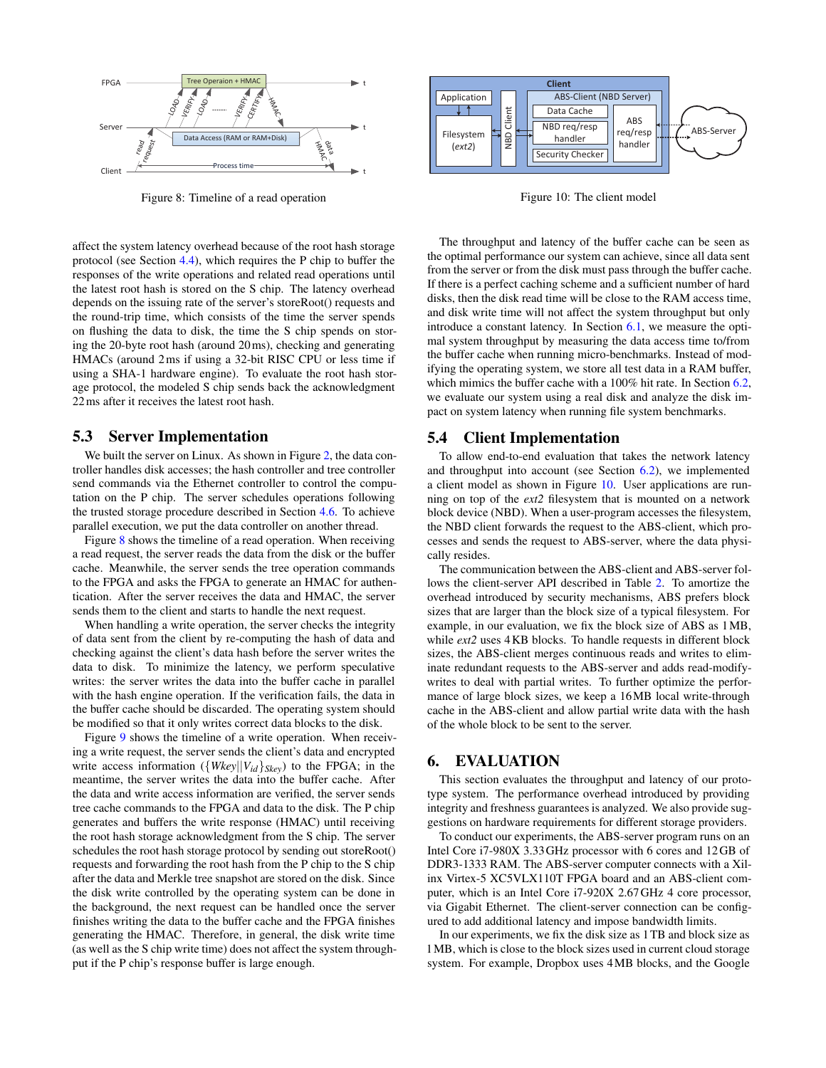Figure 8: Timeline of a read operation

Figure 10: The client model

affect the system latency overhead because of the root hash storage protocol (see Section 4.4), which requires the P chip to buffer the responses of the write operations and related read operations until the latest root hash is stored on the S chip. The latency overhead depends on the issuing rate of the server's storeRoot() requests and the round-trip time, which consists of the time the server spends on flushing the data to disk, the time the S chip spends on storing the 20-byte root hash (around 20 ms), checking and generating HMACs (around 2 ms if using a 32-bit RISC CPU or less time if using a SHA-1 hardware engine). To evaluate the root hash storage protocol, the modeled S chip sends back the acknowledgment 22 ms after it receives the latest root hash.

## 5.3 Server Implementation

We built the server on Linux. As shown in Figure 2, the data controller handles disk accesses; the hash controller and tree controller send commands via the Ethernet controller to the computation on the P chip. The server schedules operations following the trusted storage procedure described in Section 4.6. To achieve parallel execution, we put the data controller on another thread.

Figure 8 shows the timeline of a read operation. When receiving a read request, the server reads the data from the disk or the buffer cache. Meanwhile, the server sends the tree operation commands to the FPGA and asks the FPGA to generate an HMAC for authentication. After the server receives the data and HMAC, the server sends them to the client and starts to handle the next request.

When handling a write operation, the server checks the integrity of data sent from the client by re-computing the hash of data and checking against the client's data hash before the server writes the data to disk. To minimize the latency, we perform speculative writes: the server writes the data into the buffer cache in parallel with the hash engine operation. If the verification fails, the data in the buffer cache should be discarded. The operating system should be modified so that it only writes correct data blocks to the disk.

Figure 9 shows the timeline of a write operation. When receiving a write request, the server sends the client's data and encrypted write access information ($\{Wkey||V_{id}\}_{Skey}$) to the FPGA; in the meantime, the server writes the data into the buffer cache. After the data and write access information are verified, the server sends tree cache commands to the FPGA and data to the disk. The P chip generates and buffers the write response (HMAC) until receiving the root hash storage acknowledgment from the S chip. The server schedules the root hash storage protocol by sending out storeRoot() requests and forwarding the root hash from the P chip to the S chip after the data and Merkle tree snapshot are stored on the disk. Since the disk write controlled by the operating system can be done in the background, the next request can be handled once the server finishes writing the data to the buffer cache and the FPGA finishes generating the HMAC. Therefore, in general, the disk write time (as well as the S chip write time) does not affect the system throughput if the P chip's response buffer is large enough.

The throughput and latency of the buffer cache can be seen as the optimal performance our system can achieve, since all data sent from the server or from the disk must pass through the buffer cache. If there is a perfect caching scheme and a sufficient number of hard disks, then the disk read time will be close to the RAM access time, and disk write time will not affect the system throughput but only introduce a constant latency. In Section 6.1, we measure the optimal system throughput by measuring the data access time to/from the buffer cache when running micro-benchmarks. Instead of modifying the operating system, we store all test data in a RAM buffer, which mimics the buffer cache with a 100% hit rate. In Section 6.2, we evaluate our system using a real disk and analyze the disk impact on system latency when running file system benchmarks.

## 5.4 Client Implementation

To allow end-to-end evaluation that takes the network latency and throughput into account (see Section 6.2), we implemented a client model as shown in Figure 10. User applications are running on top of the *ext2* filesystem that is mounted on a network block device (NBD). When a user-program accesses the filesystem, the NBD client forwards the request to the ABS-client, which processes and sends the request to ABS-server, where the data physically resides.

The communication between the ABS-client and ABS-server follows the client-server API described in Table 2. To amortize the overhead introduced by security mechanisms, ABS prefers block sizes that are larger than the block size of a typical filesystem. For example, in our evaluation, we fix the block size of ABS as 1 MB, while *ext2* uses 4 KB blocks. To handle requests in different block sizes, the ABS-client merges continuous reads and writes to eliminate redundant requests to the ABS-server and adds read-modify-writes to deal with partial writes. To further optimize the performance of large block sizes, we keep a 16 MB local write-through cache in the ABS-client and allow partial write data with the hash of the whole block to be sent to the server.

# 6. EVALUATION

This section evaluates the throughput and latency of our prototype system. The performance overhead introduced by providing integrity and freshness guarantees is analyzed. We also provide suggestions on hardware requirements for different storage providers.

To conduct our experiments, the ABS-server program runs on an Intel Core i7-980X 3.33 GHz processor with 6 cores and 12 GB of DDR3-1333 RAM. The ABS-server computer connects with a Xilinx Virtex-5 XC5VLX110T FPGA board and an ABS-client computer, which is an Intel Core i7-920X 2.67 GHz 4 core processor, via Gigabit Ethernet. The client-server connection can be configured to add additional latency and impose bandwidth limits.

In our experiments, we fix the disk size as 1 TB and block size as 1 MB, which is close to the block sizes used in current cloud storage system. For example, Dropbox uses 4 MB blocks, and the Google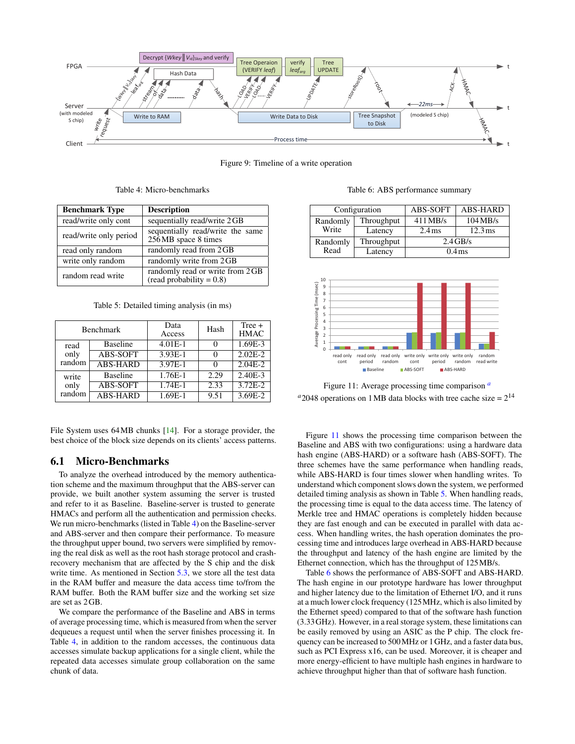Figure 9: Timeline of a write operation

Table 4: Micro-benchmarks

| Benchmark Type | Description |
|---|---|
| read/write only cont | sequentially read/write 2 GB |
| read/write only period | sequentially read/write the same 256 MB space 8 times |
| read only random | randomly read from 2 GB |
| write only random | randomly write from 2 GB |
| random read write | randomly read or write from 2 GB (read probability = 0.8) |

Table 5: Detailed timing analysis (in ms)

| Benchmark | | Data Access | Hash | Tree + HMAC |
|---|---|---|---|---|
| read only random | Baseline | 4.01E-1 | 0 | 1.69E-3 |
| | ABS-SOFT | 3.93E-1 | 0 | 2.02E-2 |
| | ABS-HARD | 3.97E-1 | 0 | 2.04E-2 |
| write only random | Baseline | 1.76E-1 | 2.29 | 2.40E-3 |
| | ABS-SOFT | 1.74E-1 | 2.33 | 3.72E-2 |
| | ABS-HARD | 1.69E-1 | 9.51 | 3.69E-2 |

Table 6: ABS performance summary

| Configuration | | ABS-SOFT | ABS-HARD |
|---|---|---|---|
| Randomly Write | Throughput | 411 MB/s | 104 MB/s |
| | Latency | 2.4 ms | 12.3 ms |
| Randomly Read | Throughput | 2.4 GB/s | |
| | Latency | 0.4 ms | |

Figure 11: Average processing time comparison [a]

[a] 2048 operations on 1 MB data blocks with tree cache size = $2^{14}$

File System uses 64 MB chunks [14]. For a storage provider, the best choice of the block size depends on its clients' access patterns.

## 6.1 Micro-Benchmarks

To analyze the overhead introduced by the memory authentication scheme and the maximum throughput that the ABS-server can provide, we built another system assuming the server is trusted and refer to it as Baseline. Baseline-server is trusted to generate HMACs and perform all the authentication and permission checks. We run micro-benchmarks (listed in Table 4) on the Baseline-server and ABS-server and then compare their performance. To measure the throughput upper bound, two servers were simplified by removing the real disk as well as the root hash storage protocol and crash-recovery mechanism that are affected by the S chip and the disk write time. As mentioned in Section 5.3, we store all the test data in the RAM buffer and measure the data access time to/from the RAM buffer. Both the RAM buffer size and the working set size are set as 2 GB.

We compare the performance of the Baseline and ABS in terms of average processing time, which is measured from when the server dequeues a request until when the server finishes processing it. In Table 4, in addition to the random accesses, the continuous data accesses simulate backup applications for a single client, while the repeated data accesses simulate group collaboration on the same chunk of data.

Figure 11 shows the processing time comparison between the Baseline and ABS with two configurations: using a hardware data hash engine (ABS-HARD) or a software hash (ABS-SOFT). The three schemes have the same performance when handling reads, while ABS-HARD is four times slower when handling writes. To understand which component slows down the system, we performed detailed timing analysis as shown in Table 5. When handling reads, the processing time is equal to the data access time. The latency of Merkle tree and HMAC operations is completely hidden because they are fast enough and can be executed in parallel with data access. When handling writes, the hash operation dominates the processing time and introduces large overhead in ABS-HARD because the throughput and latency of the hash engine are limited by the Ethernet connection, which has the throughput of 125 MB/s.

Table 6 shows the performance of ABS-SOFT and ABS-HARD. The hash engine in our prototype hardware has lower throughput and higher latency due to the limitation of Ethernet I/O, and it runs at a much lower clock frequency (125 MHz, which is also limited by the Ethernet speed) compared to that of the software hash function (3.33 GHz). However, in a real storage system, these limitations can be easily removed by using an ASIC as the P chip. The clock frequency can be increased to 500 MHz or 1 GHz, and a faster data bus, such as PCI Express x16, can be used. Moreover, it is cheaper and more energy-efficient to have multiple hash engines in hardware to achieve throughput higher than that of software hash function.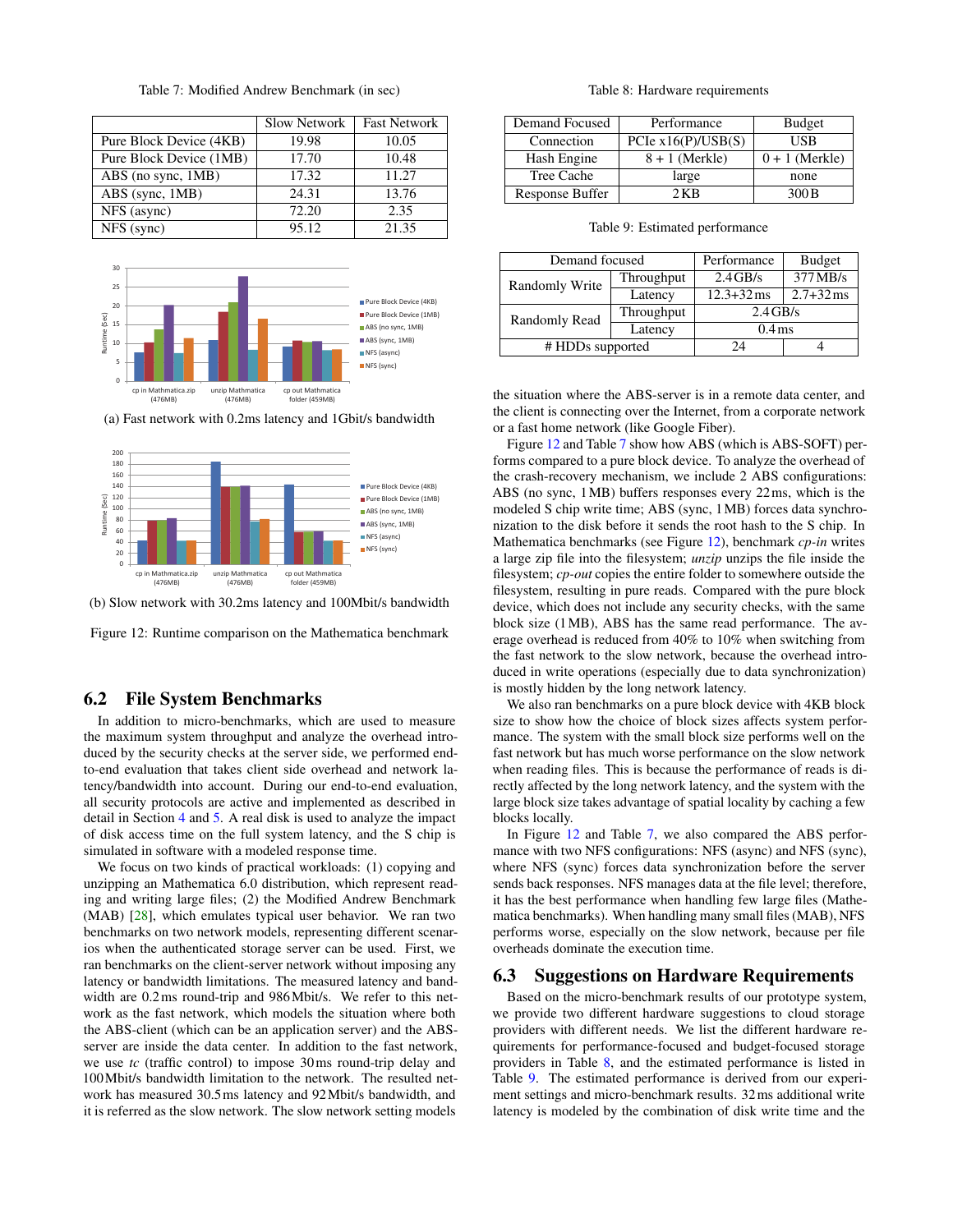Table 7: Modified Andrew Benchmark (in sec)

| | Slow Network | Fast Network |
|---|---|---|
| Pure Block Device (4KB) | 19.98 | 10.05 |
| Pure Block Device (1MB) | 17.70 | 10.48 |
| ABS (no sync, 1MB) | 17.32 | 11.27 |
| ABS (sync, 1MB) | 24.31 | 13.76 |
| NFS (async) | 72.20 | 2.35 |
| NFS (sync) | 95.12 | 21.35 |

(a) Fast network with 0.2ms latency and 1Gbit/s bandwidth

(b) Slow network with 30.2ms latency and 100Mbit/s bandwidth

Figure 12: Runtime comparison on the Mathematica benchmark

## 6.2 File System Benchmarks

In addition to micro-benchmarks, which are used to measure the maximum system throughput and analyze the overhead introduced by the security checks at the server side, we performed end-to-end evaluation that takes client side overhead and network latency/bandwidth into account. During our end-to-end evaluation, all security protocols are active and implemented as described in detail in Section 4 and 5. A real disk is used to analyze the impact of disk access time on the full system latency, and the S chip is simulated in software with a modeled response time.

We focus on two kinds of practical workloads: (1) copying and unzipping an Mathematica 6.0 distribution, which represent reading and writing large files; (2) the Modified Andrew Benchmark (MAB) [28], which emulates typical user behavior. We ran two benchmarks on two network models, representing different scenarios when the authenticated storage server can be used. First, we ran benchmarks on the client-server network without imposing any latency or bandwidth limitations. The measured latency and bandwidth are 0.2 ms round-trip and 986 Mbit/s. We refer to this network as the fast network, which models the situation where both the ABS-client (which can be an application server) and the ABS-server are inside the data center. In addition to the fast network, we use *tc* (traffic control) to impose 30 ms round-trip delay and 100 Mbit/s bandwidth limitation to the network. The resulted network has measured 30.5 ms latency and 92 Mbit/s bandwidth, and it is referred as the slow network. The slow network setting models the situation where the ABS-server is in a remote data center, and the client is connecting over the Internet, from a corporate network or a fast home network (like Google Fiber).

Figure 12 and Table 7 show how ABS (which is ABS-SOFT) performs compared to a pure block device. To analyze the overhead of the crash-recovery mechanism, we include 2 ABS configurations: ABS (no sync, 1 MB) buffers responses every 22 ms, which is the modeled S chip write time; ABS (sync, 1 MB) forces data synchronization to the disk before it sends the root hash to the S chip. In Mathematica benchmarks (see Figure 12), benchmark *cp-in* writes a large zip file into the filesystem; *unzip* unzips the file inside the filesystem; *cp-out* copies the entire folder to somewhere outside the filesystem, resulting in pure reads. Compared with the pure block device, which does not include any security checks, with the same block size (1 MB), ABS has the same read performance. The average overhead is reduced from 40% to 10% when switching from the fast network to the slow network, because the overhead introduced in write operations (especially due to data synchronization) is mostly hidden by the long network latency.

We also ran benchmarks on a pure block device with 4KB block size to show how the choice of block sizes affects system performance. The system with the small block size performs well on the fast network but has much worse performance on the slow network when reading files. This is because the performance of reads is directly affected by the long network latency, and the system with the large block size takes advantage of spatial locality by caching a few blocks locally.

In Figure 12 and Table 7, we also compared the ABS performance with two NFS configurations: NFS (async) and NFS (sync), where NFS (sync) forces data synchronization before the server sends back responses. NFS manages data at the file level; therefore, it has the best performance when handling few large files (Mathematica benchmarks). When handling many small files (MAB), NFS performs worse, especially on the slow network, because per file overheads dominate the execution time.

## 6.3 Suggestions on Hardware Requirements

Based on the micro-benchmark results of our prototype system, we provide two different hardware suggestions to cloud storage providers with different needs. We list the different hardware requirements for performance-focused and budget-focused storage providers in Table 8, and the estimated performance is listed in Table 9. The estimated performance is derived from our experiment settings and micro-benchmark results. 32 ms additional write latency is modeled by the combination of disk write time and the

Table 8: Hardware requirements

| Demand Focused | Performance | Budget |
|---|---|---|
| Connection | PCIe x16(P)/USB(S) | USB |
| Hash Engine | 8 + 1 (Merkle) | 0 + 1 (Merkle) |
| Tree Cache | large | none |
| Response Buffer | 2 KB | 300 B |

Table 9: Estimated performance

| Demand focused | | Performance | Budget |
|---|---|---|---|
| Randomly Write | Throughput | 2.4 GB/s | 377 MB/s |
| | Latency | 12.3+32 ms | 2.7+32 ms |
| Randomly Read | Throughput | 2.4 GB/s | |
| | Latency | 0.4 ms | |
| # HDDs supported | | 24 | 4 |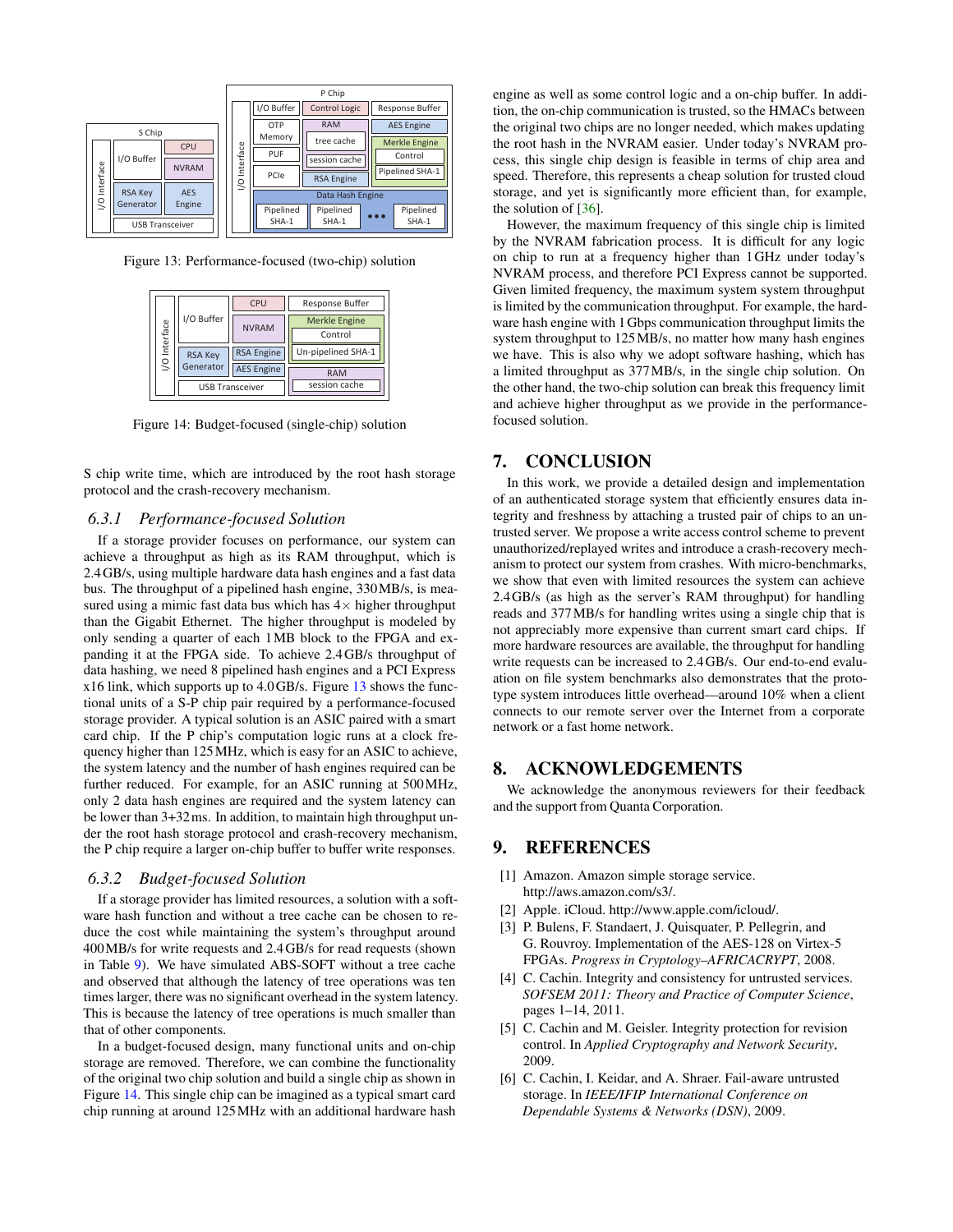Figure 13: Performance-focused (two-chip) solution

Figure 14: Budget-focused (single-chip) solution

S chip write time, which are introduced by the root hash storage protocol and the crash-recovery mechanism.

### 6.3.1 Performance-focused Solution

If a storage provider focuses on performance, our system can achieve a throughput as high as its RAM throughput, which is 2.4 GB/s, using multiple hardware data hash engines and a fast data bus. The throughput of a pipelined hash engine, 330 MB/s, is measured using a mimic fast data bus which has 4× higher throughput than the Gigabit Ethernet. The higher throughput is modeled by only sending a quarter of each 1 MB block to the FPGA and expanding it at the FPGA side. To achieve 2.4 GB/s throughput of data hashing, we need 8 pipelined hash engines and a PCI Express x16 link, which supports up to 4.0 GB/s. Figure 13 shows the functional units of a S-P chip pair required by a performance-focused storage provider. A typical solution is an ASIC paired with a smart card chip. If the P chip's computation logic runs at a clock frequency higher than 125 MHz, which is easy for an ASIC to achieve, the system latency and the number of hash engines required can be further reduced. For example, for an ASIC running at 500 MHz, only 2 data hash engines are required and the system latency can be lower than 3+32 ms. In addition, to maintain high throughput under the root hash storage protocol and crash-recovery mechanism, the P chip require a larger on-chip buffer to buffer write responses.

### 6.3.2 Budget-focused Solution

If a storage provider has limited resources, a solution with a software hash function and without a tree cache can be chosen to reduce the cost while maintaining the system's throughput around 400 MB/s for write requests and 2.4 GB/s for read requests (shown in Table 9). We have simulated ABS-SOFT without a tree cache and observed that although the latency of tree operations was ten times larger, there was no significant overhead in the system latency. This is because the latency of tree operations is much smaller than that of other components.

In a budget-focused design, many functional units and on-chip storage are removed. Therefore, we can combine the functionality of the original two chip solution and build a single chip as shown in Figure 14. This single chip can be imagined as a typical smart card chip running at around 125 MHz with an additional hardware hash engine as well as some control logic and a on-chip buffer. In addition, the on-chip communication is trusted, so the HMACs between the original two chips are no longer needed, which makes updating the root hash in the NVRAM easier. Under today's NVRAM process, this single chip design is feasible in terms of chip area and speed. Therefore, this represents a cheap solution for trusted cloud storage, and yet is significantly more efficient than, for example, the solution of [36].

However, the maximum frequency of this single chip is limited by the NVRAM fabrication process. It is difficult for any logic on chip to run at a frequency higher than 1 GHz under today's NVRAM process, and therefore PCI Express cannot be supported. Given limited frequency, the maximum system system throughput is limited by the communication throughput. For example, the hardware hash engine with 1 Gbps communication throughput limits the system throughput to 125 MB/s, no matter how many hash engines we have. This is also why we adopt software hashing, which has a limited throughput as 377 MB/s, in the single chip solution. On the other hand, the two-chip solution can break this frequency limit and achieve higher throughput as we provide in the performance-focused solution.

## 7. CONCLUSION

In this work, we provide a detailed design and implementation of an authenticated storage system that efficiently ensures data integrity and freshness by attaching a trusted pair of chips to an untrusted server. We propose a write access control scheme to prevent unauthorized/replayed writes and introduce a crash-recovery mechanism to protect our system from crashes. With micro-benchmarks, we show that even with limited resources the system can achieve 2.4 GB/s (as high as the server's RAM throughput) for handling reads and 377 MB/s for handling writes using a single chip that is not appreciably more expensive than current smart card chips. If more hardware resources are available, the throughput for handling write requests can be increased to 2.4 GB/s. Our end-to-end evaluation on file system benchmarks also demonstrates that the prototype system introduces little overhead—around 10% when a client connects to our remote server over the Internet from a corporate network or a fast home network.

## 8. ACKNOWLEDGEMENTS

We acknowledge the anonymous reviewers for their feedback and the support from Quanta Corporation.

## 9. REFERENCES

[1] Amazon. Amazon simple storage service. http://aws.amazon.com/s3/.

[2] Apple. iCloud. http://www.apple.com/icloud/.

[3] P. Bulens, F. Standaert, J. Quisquater, P. Pellegrin, and G. Rouvroy. Implementation of the AES-128 on Virtex-5 FPGAs. *Progress in Cryptology–AFRICACRYPT*, 2008.

[4] C. Cachin. Integrity and consistency for untrusted services. *SOFSEM 2011: Theory and Practice of Computer Science*, pages 1–14, 2011.

[5] C. Cachin and M. Geisler. Integrity protection for revision control. In *Applied Cryptography and Network Security*, 2009.

[6] C. Cachin, I. Keidar, and A. Shraer. Fail-aware untrusted storage. In *IEEE/IFIP International Conference on Dependable Systems & Networks (DSN)*, 2009.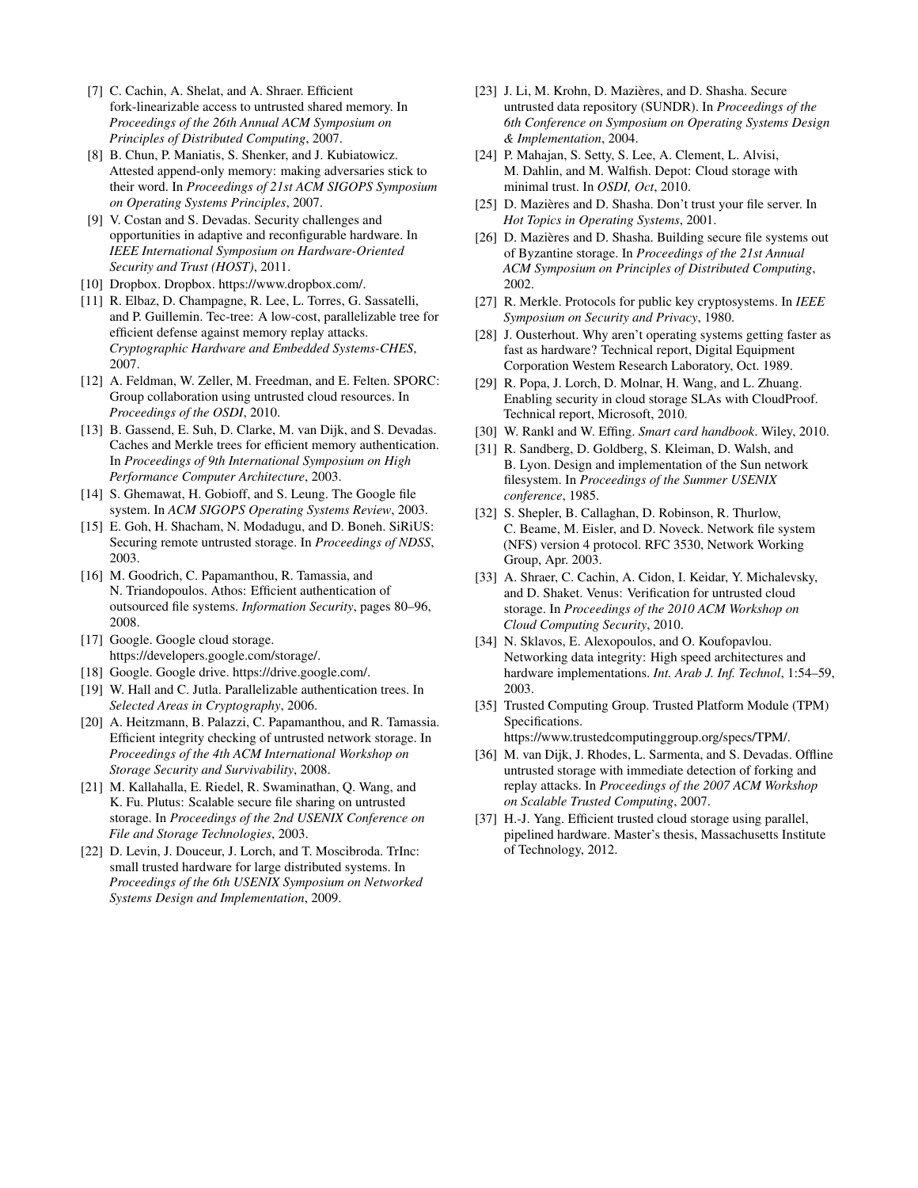[7] C. Cachin, A. Shelat, and A. Shraer. Efficient fork-linearizable access to untrusted shared memory. In *Proceedings of the 26th Annual ACM Symposium on Principles of Distributed Computing*, 2007.

[8] B. Chun, P. Maniatis, S. Shenker, and J. Kubiatowicz. Attested append-only memory: making adversaries stick to their word. In *Proceedings of 21st ACM SIGOPS Symposium on Operating Systems Principles*, 2007.

[9] V. Costan and S. Devadas. Security challenges and opportunities in adaptive and reconfigurable hardware. In *IEEE International Symposium on Hardware-Oriented Security and Trust (HOST)*, 2011.

[10] Dropbox. Dropbox. https://www.dropbox.com/.

[11] R. Elbaz, D. Champagne, R. Lee, L. Torres, G. Sassatelli, and P. Guillemin. Tec-tree: A low-cost, parallelizable tree for efficient defense against memory replay attacks. *Cryptographic Hardware and Embedded Systems-CHES*, 2007.

[12] A. Feldman, W. Zeller, M. Freedman, and E. Felten. SPORC: Group collaboration using untrusted cloud resources. In *Proceedings of the OSDI*, 2010.

[13] B. Gassend, E. Suh, D. Clarke, M. van Dijk, and S. Devadas. Caches and Merkle trees for efficient memory authentication. In *Proceedings of 9th International Symposium on High Performance Computer Architecture*, 2003.

[14] S. Ghemawat, H. Gobioff, and S. Leung. The Google file system. In *ACM SIGOPS Operating Systems Review*, 2003.

[15] E. Goh, H. Shacham, N. Modadugu, and D. Boneh. SiRiUS: Securing remote untrusted storage. In *Proceedings of NDSS*, 2003.

[16] M. Goodrich, C. Papamanthou, R. Tamassia, and N. Triandopoulos. Athos: Efficient authentication of outsourced file systems. *Information Security*, pages 80–96, 2008.

[17] Google. Google cloud storage. https://developers.google.com/storage/.

[18] Google. Google drive. https://drive.google.com/.

[19] W. Hall and C. Jutla. Parallelizable authentication trees. In *Selected Areas in Cryptography*, 2006.

[20] A. Heitzmann, B. Palazzi, C. Papamanthou, and R. Tamassia. Efficient integrity checking of untrusted network storage. In *Proceedings of the 4th ACM International Workshop on Storage Security and Survivability*, 2008.

[21] M. Kallahalla, E. Riedel, R. Swaminathan, Q. Wang, and K. Fu. Plutus: Scalable secure file sharing on untrusted storage. In *Proceedings of the 2nd USENIX Conference on File and Storage Technologies*, 2003.

[22] D. Levin, J. Douceur, J. Lorch, and T. Moscibroda. TrInc: small trusted hardware for large distributed systems. In *Proceedings of the 6th USENIX Symposium on Networked Systems Design and Implementation*, 2009.

[23] J. Li, M. Krohn, D. Mazières, and D. Shasha. Secure untrusted data repository (SUNDR). In *Proceedings of the 6th Conference on Symposium on Operating Systems Design & Implementation*, 2004.

[24] P. Mahajan, S. Setty, S. Lee, A. Clement, L. Alvisi, M. Dahlin, and M. Walfish. Depot: Cloud storage with minimal trust. In *OSDI, Oct*, 2010.

[25] D. Mazières and D. Shasha. Don't trust your file server. In *Hot Topics in Operating Systems*, 2001.

[26] D. Mazières and D. Shasha. Building secure file systems out of Byzantine storage. In *Proceedings of the 21st Annual ACM Symposium on Principles of Distributed Computing*, 2002.

[27] R. Merkle. Protocols for public key cryptosystems. In *IEEE Symposium on Security and Privacy*, 1980.

[28] J. Ousterhout. Why aren't operating systems getting faster as fast as hardware? Technical report, Digital Equipment Corporation Westem Research Laboratory, Oct. 1989.

[29] R. Popa, J. Lorch, D. Molnar, H. Wang, and L. Zhuang. Enabling security in cloud storage SLAs with CloudProof. Technical report, Microsoft, 2010.

[30] W. Rankl and W. Effing. *Smart card handbook*. Wiley, 2010.

[31] R. Sandberg, D. Goldberg, S. Kleiman, D. Walsh, and B. Lyon. Design and implementation of the Sun network filesystem. In *Proceedings of the Summer USENIX conference*, 1985.

[32] S. Shepler, B. Callaghan, D. Robinson, R. Thurlow, C. Beame, M. Eisler, and D. Noveck. Network file system (NFS) version 4 protocol. RFC 3530, Network Working Group, Apr. 2003.

[33] A. Shraer, C. Cachin, A. Cidon, I. Keidar, Y. Michalevsky, and D. Shaket. Venus: Verification for untrusted cloud storage. In *Proceedings of the 2010 ACM Workshop on Cloud Computing Security*, 2010.

[34] N. Sklavos, E. Alexopoulos, and O. Koufopavlou. Networking data integrity: High speed architectures and hardware implementations. *Int. Arab J. Inf. Technol*, 1:54–59, 2003.

[35] Trusted Computing Group. Trusted Platform Module (TPM) Specifications. https://www.trustedcomputinggroup.org/specs/TPM/.

[36] M. van Dijk, J. Rhodes, L. Sarmenta, and S. Devadas. Offline untrusted storage with immediate detection of forking and replay attacks. In *Proceedings of the 2007 ACM Workshop on Scalable Trusted Computing*, 2007.

[37] H.-J. Yang. Efficient trusted cloud storage using parallel, pipelined hardware. Master's thesis, Massachusetts Institute of Technology, 2012.